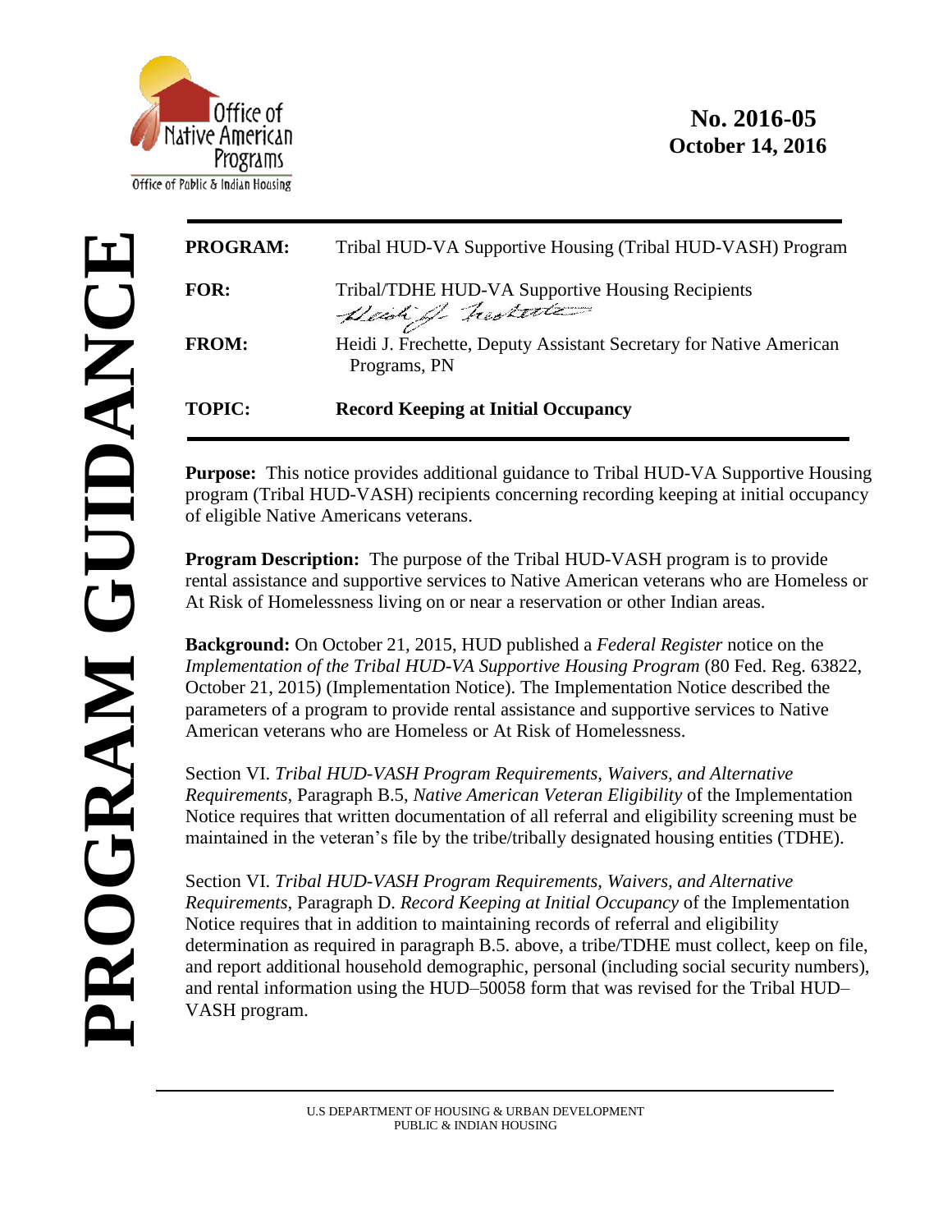Office of Native American Programs

Office of Public & Indian Housing

**No. 2016-05**
**October 14, 2016**

# PROGRAM GUIDANCE

| | |
|---|---|
| **PROGRAM:** | Tribal HUD-VA Supportive Housing (Tribal HUD-VASH) Program |
| **FOR:** | Tribal/TDHE HUD-VA Supportive Housing Recipients |
| **FROM:** | Heidi J. Frechette, Deputy Assistant Secretary for Native American Programs, PN |
| **TOPIC:** | **Record Keeping at Initial Occupancy** |

**Purpose:** This notice provides additional guidance to Tribal HUD-VA Supportive Housing program (Tribal HUD-VASH) recipients concerning recording keeping at initial occupancy of eligible Native Americans veterans.

**Program Description:** The purpose of the Tribal HUD-VASH program is to provide rental assistance and supportive services to Native American veterans who are Homeless or At Risk of Homelessness living on or near a reservation or other Indian areas.

**Background:** On October 21, 2015, HUD published a *Federal Register* notice on the *Implementation of the Tribal HUD-VA Supportive Housing Program* (80 Fed. Reg. 63822, October 21, 2015) (Implementation Notice). The Implementation Notice described the parameters of a program to provide rental assistance and supportive services to Native American veterans who are Homeless or At Risk of Homelessness.

Section VI. *Tribal HUD-VASH Program Requirements, Waivers, and Alternative Requirements,* Paragraph B.5, *Native American Veteran Eligibility* of the Implementation Notice requires that written documentation of all referral and eligibility screening must be maintained in the veteran's file by the tribe/tribally designated housing entities (TDHE).

Section VI. *Tribal HUD-VASH Program Requirements, Waivers, and Alternative Requirements,* Paragraph D. *Record Keeping at Initial Occupancy* of the Implementation Notice requires that in addition to maintaining records of referral and eligibility determination as required in paragraph B.5. above, a tribe/TDHE must collect, keep on file, and report additional household demographic, personal (including social security numbers), and rental information using the HUD–50058 form that was revised for the Tribal HUD–VASH program.

U.S DEPARTMENT OF HOUSING & URBAN DEVELOPMENT
PUBLIC & INDIAN HOUSING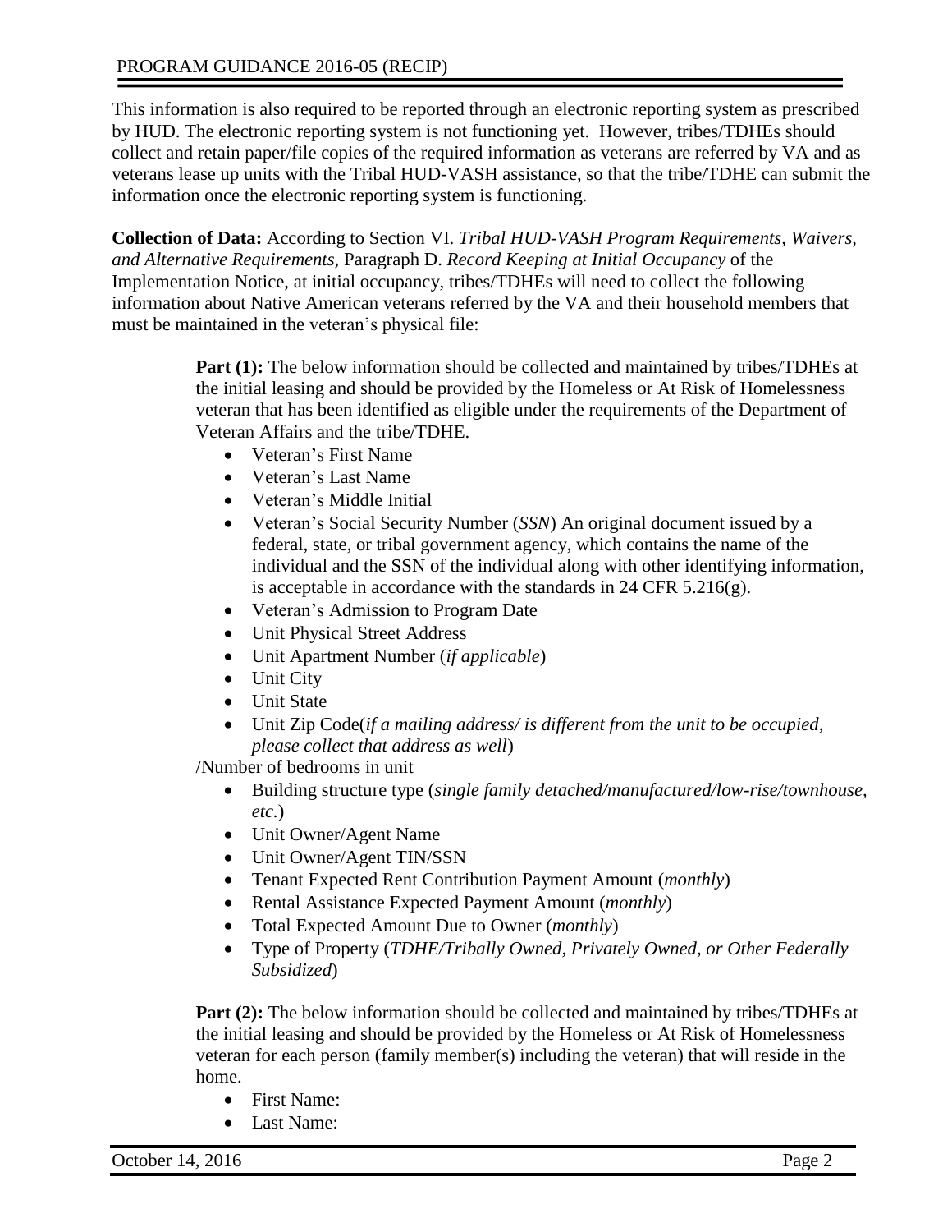This information is also required to be reported through an electronic reporting system as prescribed by HUD. The electronic reporting system is not functioning yet. However, tribes/TDHEs should collect and retain paper/file copies of the required information as veterans are referred by VA and as veterans lease up units with the Tribal HUD-VASH assistance, so that the tribe/TDHE can submit the information once the electronic reporting system is functioning.

**Collection of Data:** According to Section VI. *Tribal HUD-VASH Program Requirements, Waivers, and Alternative Requirements,* Paragraph D. *Record Keeping at Initial Occupancy* of the Implementation Notice, at initial occupancy, tribes/TDHEs will need to collect the following information about Native American veterans referred by the VA and their household members that must be maintained in the veteran's physical file:

> **Part (1):** The below information should be collected and maintained by tribes/TDHEs at the initial leasing and should be provided by the Homeless or At Risk of Homelessness veteran that has been identified as eligible under the requirements of the Department of Veteran Affairs and the tribe/TDHE.
>
> - Veteran's First Name
> - Veteran's Last Name
> - Veteran's Middle Initial
> - Veteran's Social Security Number (*SSN*) An original document issued by a federal, state, or tribal government agency, which contains the name of the individual and the SSN of the individual along with other identifying information, is acceptable in accordance with the standards in 24 CFR 5.216(g).
> - Veteran's Admission to Program Date
> - Unit Physical Street Address
> - Unit Apartment Number (*if applicable*)
> - Unit City
> - Unit State
> - Unit Zip Code(*if a mailing address/ is different from the unit to be occupied, please collect that address as well*)
>
> /Number of bedrooms in unit
>
> - Building structure type (*single family detached/manufactured/low-rise/townhouse, etc.*)
> - Unit Owner/Agent Name
> - Unit Owner/Agent TIN/SSN
> - Tenant Expected Rent Contribution Payment Amount (*monthly*)
> - Rental Assistance Expected Payment Amount (*monthly*)
> - Total Expected Amount Due to Owner (*monthly*)
> - Type of Property (*TDHE/Tribally Owned, Privately Owned, or Other Federally Subsidized*)
>
> **Part (2):** The below information should be collected and maintained by tribes/TDHEs at the initial leasing and should be provided by the Homeless or At Risk of Homelessness veteran for <u>each</u> person (family member(s) including the veteran) that will reside in the home.
>
> - First Name:
> - Last Name: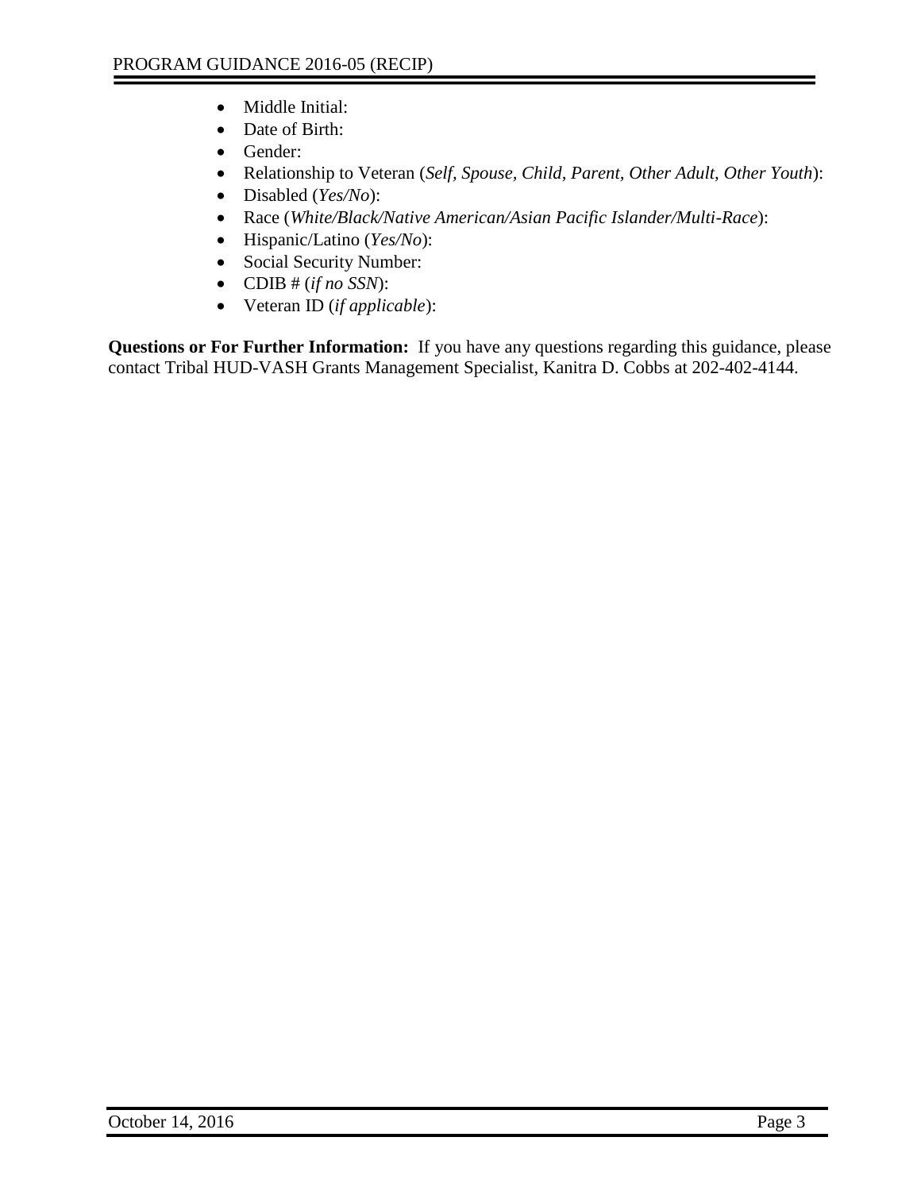- Middle Initial:
- Date of Birth:
- Gender:
- Relationship to Veteran (*Self, Spouse, Child, Parent, Other Adult, Other Youth*):
- Disabled (*Yes/No*):
- Race (*White/Black/Native American/Asian Pacific Islander/Multi-Race*):
- Hispanic/Latino (*Yes/No*):
- Social Security Number:
- CDIB # (*if no SSN*):
- Veteran ID (*if applicable*):

**Questions or For Further Information:** If you have any questions regarding this guidance, please contact Tribal HUD-VASH Grants Management Specialist, Kanitra D. Cobbs at 202-402-4144.